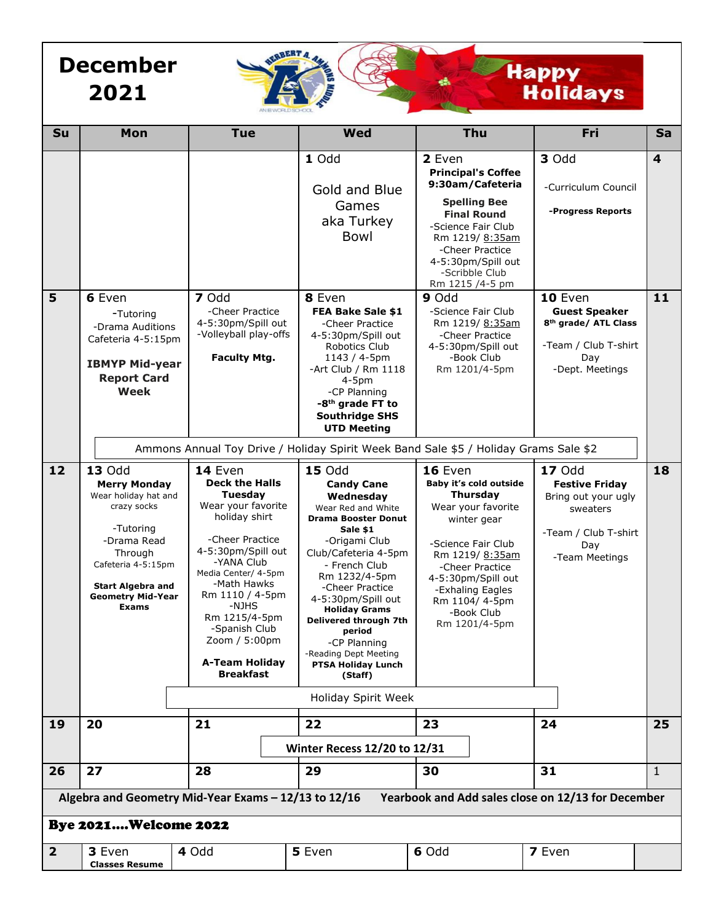# December 2021

HERBERT A. AMMONS MIDDLE — AN IB WORLD SCHOOL

**Happy Holidays**

| Su | Mon | Tue | Wed | Thu | Fri | Sa |
|---|---|---|---|---|---|---|
| | | | **1** Odd<br><br>Gold and Blue Games aka Turkey Bowl | **2** Even<br>**Principal's Coffee 9:30am/Cafeteria**<br>**Spelling Bee Final Round**<br>-Science Fair Club Rm 1219/ 8:35am<br>-Cheer Practice 4-5:30pm/Spill out<br>-Scribble Club Rm 1215 /4-5 pm | **3** Odd<br>-Curriculum Council<br>**-Progress Reports** | **4** |
| **5** | **6** Even<br>-Tutoring<br>-Drama Auditions Cafeteria 4-5:15pm<br>**IBMYP Mid-year Report Card Week** | **7** Odd<br>-Cheer Practice 4-5:30pm/Spill out<br>-Volleyball play-offs<br>**Faculty Mtg.** | **8** Even<br>**FEA Bake Sale $1**<br>-Cheer Practice 4-5:30pm/Spill out<br>Robotics Club 1143 / 4-5pm<br>-Art Club / Rm 1118 4-5pm<br>-CP Planning<br>**-8th grade FT to Southridge SHS**<br>**UTD Meeting** | **9** Odd<br>-Science Fair Club Rm 1219/ 8:35am<br>-Cheer Practice 4-5:30pm/Spill out<br>-Book Club Rm 1201/4-5pm | **10** Even<br>**Guest Speaker**<br>**8th grade/ ATL Class**<br>-Team / Club T-shirt Day<br>-Dept. Meetings | **11** |
| | Ammons Annual Toy Drive / Holiday Spirit Week Band Sale $5 / Holiday Grams Sale $2 | | | | | |
| **12** | **13** Odd<br>**Merry Monday**<br>Wear holiday hat and crazy socks<br>-Tutoring<br>-Drama Read Through Cafeteria 4-5:15pm<br>**Start Algebra and Geometry Mid-Year Exams** | **14** Even<br>**Deck the Halls Tuesday**<br>Wear your favorite holiday shirt<br>-Cheer Practice 4-5:30pm/Spill out<br>-YANA Club Media Center/ 4-5pm<br>-Math Hawks Rm 1110 / 4-5pm<br>-NJHS Rm 1215/4-5pm<br>-Spanish Club Zoom / 5:00pm<br>**A-Team Holiday Breakfast** | **15** Odd<br>**Candy Cane Wednesday**<br>Wear Red and White<br>**Drama Booster Donut Sale $1**<br>-Origami Club Club/Cafeteria 4-5pm<br>- French Club Rm 1232/4-5pm<br>-Cheer Practice 4-5:30pm/Spill out<br>**Holiday Grams Delivered through 7th period**<br>-CP Planning<br>-Reading Dept Meeting<br>**PTSA Holiday Lunch (Staff)** | **16** Even<br>**Baby it's cold outside Thursday**<br>Wear your favorite winter gear<br>-Science Fair Club Rm 1219/ 8:35am<br>-Cheer Practice 4-5:30pm/Spill out<br>-Exhaling Eagles Rm 1104/ 4-5pm<br>-Book Club Rm 1201/4-5pm | **17** Odd<br>**Festive Friday**<br>Bring out your ugly sweaters<br>-Team / Club T-shirt Day<br>-Team Meetings | **18** |
| | | Holiday Spirit Week | | | | |
| **19** | **20** | **21** | **22**<br>**Winter Recess 12/20 to 12/31** | **23** | **24** | **25** |
| **26** | **27** | **28** | **29** | **30** | **31** | 1 |

**Algebra and Geometry Mid-Year Exams – 12/13 to 12/16** **Yearbook and Add sales close on 12/13 for December**

**Bye 2021....Welcome 2022**

| Su | Mon | Tue | Wed | Thu | Fri | Sa |
|---|---|---|---|---|---|---|
| **2** | **3** Even<br>**Classes Resume** | **4** Odd | **5** Even | **6** Odd | **7** Even | |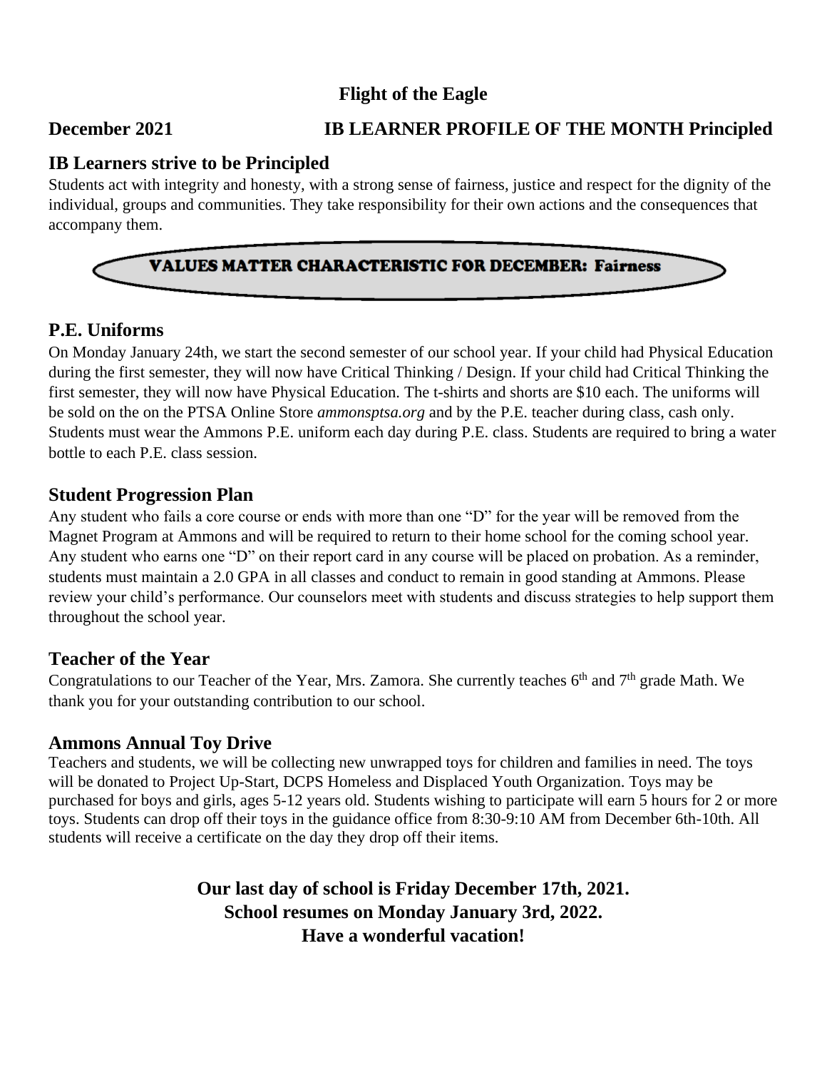**Flight of the Eagle**

**December 2021** **IB LEARNER PROFILE OF THE MONTH Principled**

## IB Learners strive to be Principled

Students act with integrity and honesty, with a strong sense of fairness, justice and respect for the dignity of the individual, groups and communities. They take responsibility for their own actions and the consequences that accompany them.

**VALUES MATTER CHARACTERISTIC FOR DECEMBER: Fairness**

## P.E. Uniforms

On Monday January 24th, we start the second semester of our school year. If your child had Physical Education during the first semester, they will now have Critical Thinking / Design. If your child had Critical Thinking the first semester, they will now have Physical Education. The t-shirts and shorts are $10 each. The uniforms will be sold on the on the PTSA Online Store *ammonsptsa.org* and by the P.E. teacher during class, cash only. Students must wear the Ammons P.E. uniform each day during P.E. class. Students are required to bring a water bottle to each P.E. class session.

## Student Progression Plan

Any student who fails a core course or ends with more than one "D" for the year will be removed from the Magnet Program at Ammons and will be required to return to their home school for the coming school year. Any student who earns one "D" on their report card in any course will be placed on probation. As a reminder, students must maintain a 2.0 GPA in all classes and conduct to remain in good standing at Ammons. Please review your child's performance. Our counselors meet with students and discuss strategies to help support them throughout the school year.

## Teacher of the Year

Congratulations to our Teacher of the Year, Mrs. Zamora. She currently teaches 6th and 7th grade Math. We thank you for your outstanding contribution to our school.

## Ammons Annual Toy Drive

Teachers and students, we will be collecting new unwrapped toys for children and families in need. The toys will be donated to Project Up-Start, DCPS Homeless and Displaced Youth Organization. Toys may be purchased for boys and girls, ages 5-12 years old. Students wishing to participate will earn 5 hours for 2 or more toys. Students can drop off their toys in the guidance office from 8:30-9:10 AM from December 6th-10th. All students will receive a certificate on the day they drop off their items.

**Our last day of school is Friday December 17th, 2021.**
**School resumes on Monday January 3rd, 2022.**
**Have a wonderful vacation!**